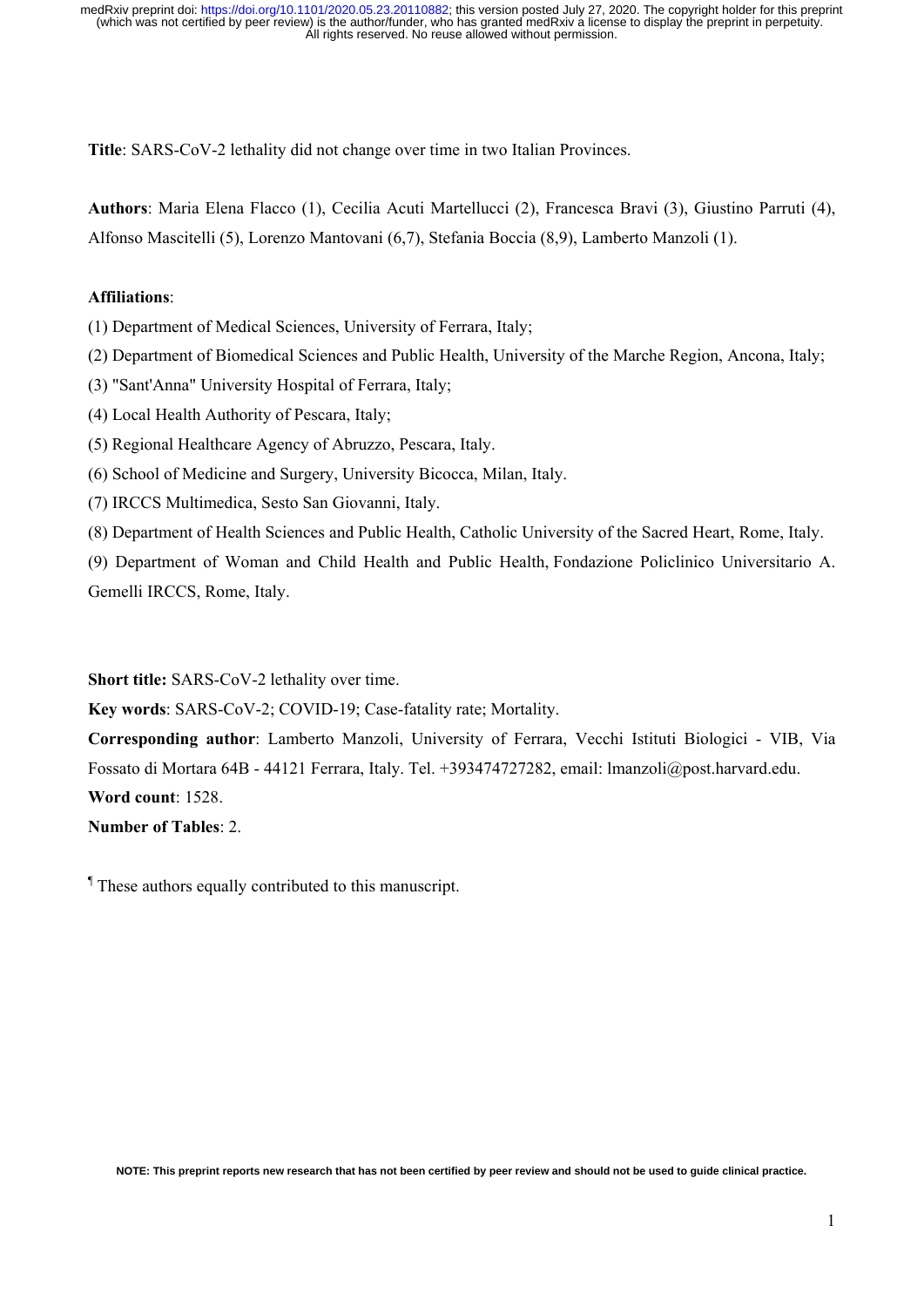**Title**: SARS-CoV-2 lethality did not change over time in two Italian Provinces.

**Authors**: Maria Elena Flacco (1), Cecilia Acuti Martellucci (2), Francesca Bravi (3), Giustino Parruti (4), Alfonso Mascitelli (5), Lorenzo Mantovani (6,7), Stefania Boccia (8,9), Lamberto Manzoli (1).

**Affiliations**:

(1) Department of Medical Sciences, University of Ferrara, Italy;

(2) Department of Biomedical Sciences and Public Health, University of the Marche Region, Ancona, Italy;

(3) "Sant'Anna" University Hospital of Ferrara, Italy;

(4) Local Health Authority of Pescara, Italy;

(5) Regional Healthcare Agency of Abruzzo, Pescara, Italy.

(6) School of Medicine and Surgery, University Bicocca, Milan, Italy.

(7) IRCCS Multimedica, Sesto San Giovanni, Italy.

(8) Department of Health Sciences and Public Health, Catholic University of the Sacred Heart, Rome, Italy.

(9) Department of Woman and Child Health and Public Health, Fondazione Policlinico Universitario A. Gemelli IRCCS, Rome, Italy.

**Short title:** SARS-CoV-2 lethality over time.

**Key words**: SARS-CoV-2; COVID-19; Case-fatality rate; Mortality.

**Corresponding author**: Lamberto Manzoli, University of Ferrara, Vecchi Istituti Biologici - VIB, Via Fossato di Mortara 64B - 44121 Ferrara, Italy. Tel. +393474727282, email: lmanzoli@post.harvard.edu.

**Word count**: 1528.

**Number of Tables**: 2.

¶ These authors equally contributed to this manuscript.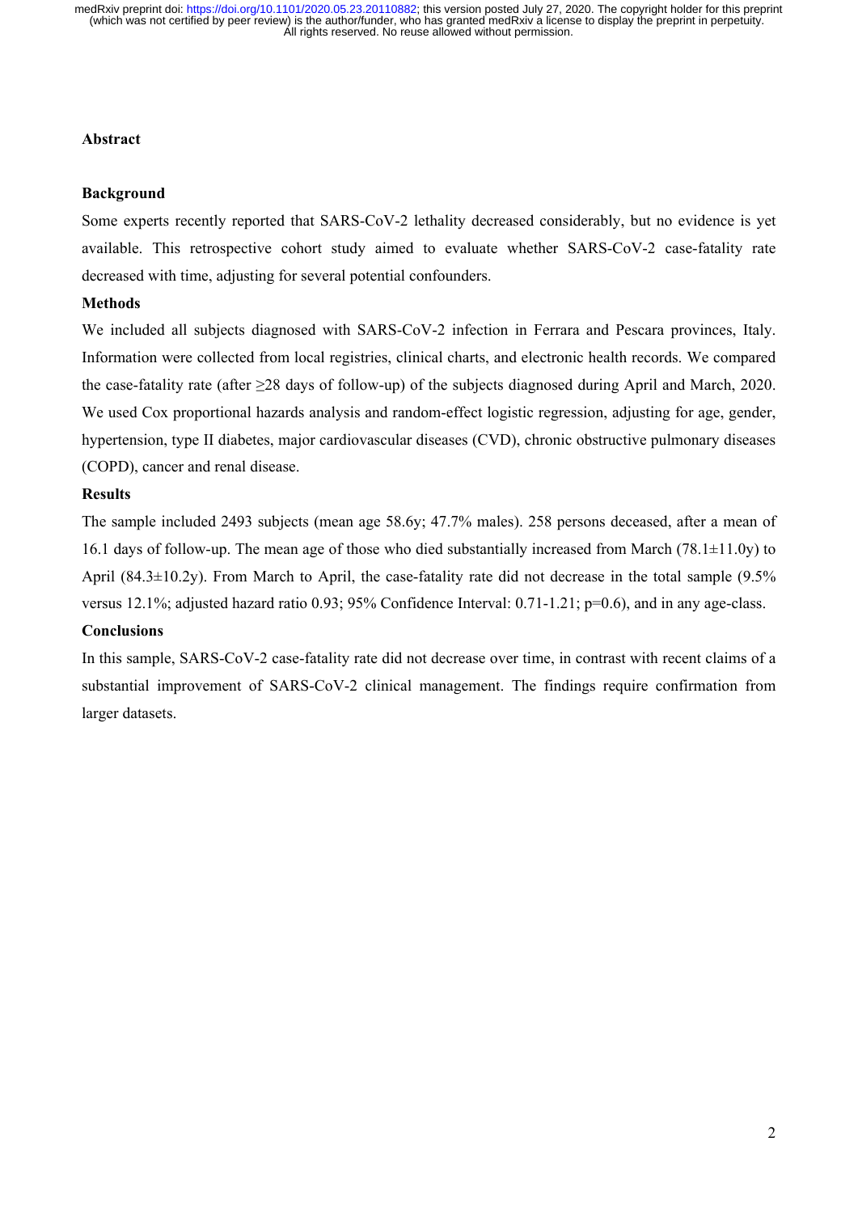## Abstract

### Background

Some experts recently reported that SARS-CoV-2 lethality decreased considerably, but no evidence is yet available. This retrospective cohort study aimed to evaluate whether SARS-CoV-2 case-fatality rate decreased with time, adjusting for several potential confounders.

### Methods

We included all subjects diagnosed with SARS-CoV-2 infection in Ferrara and Pescara provinces, Italy. Information were collected from local registries, clinical charts, and electronic health records. We compared the case-fatality rate (after ≥28 days of follow-up) of the subjects diagnosed during April and March, 2020. We used Cox proportional hazards analysis and random-effect logistic regression, adjusting for age, gender, hypertension, type II diabetes, major cardiovascular diseases (CVD), chronic obstructive pulmonary diseases (COPD), cancer and renal disease.

### Results

The sample included 2493 subjects (mean age 58.6y; 47.7% males). 258 persons deceased, after a mean of 16.1 days of follow-up. The mean age of those who died substantially increased from March (78.1±11.0y) to April (84.3±10.2y). From March to April, the case-fatality rate did not decrease in the total sample (9.5% versus 12.1%; adjusted hazard ratio 0.93; 95% Confidence Interval: 0.71-1.21; p=0.6), and in any age-class.

### Conclusions

In this sample, SARS-CoV-2 case-fatality rate did not decrease over time, in contrast with recent claims of a substantial improvement of SARS-CoV-2 clinical management. The findings require confirmation from larger datasets.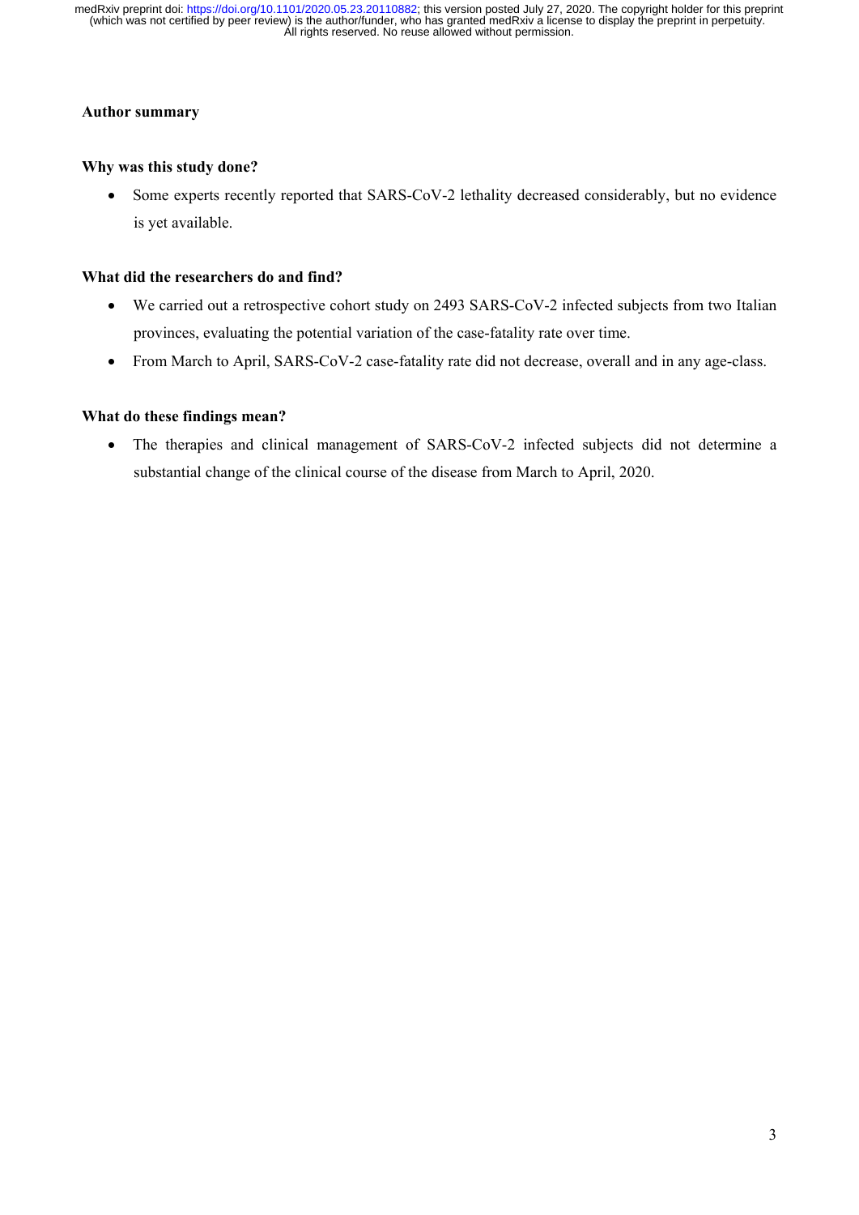## Author summary

### Why was this study done?

- Some experts recently reported that SARS-CoV-2 lethality decreased considerably, but no evidence is yet available.

### What did the researchers do and find?

- We carried out a retrospective cohort study on 2493 SARS-CoV-2 infected subjects from two Italian provinces, evaluating the potential variation of the case-fatality rate over time.
- From March to April, SARS-CoV-2 case-fatality rate did not decrease, overall and in any age-class.

### What do these findings mean?

- The therapies and clinical management of SARS-CoV-2 infected subjects did not determine a substantial change of the clinical course of the disease from March to April, 2020.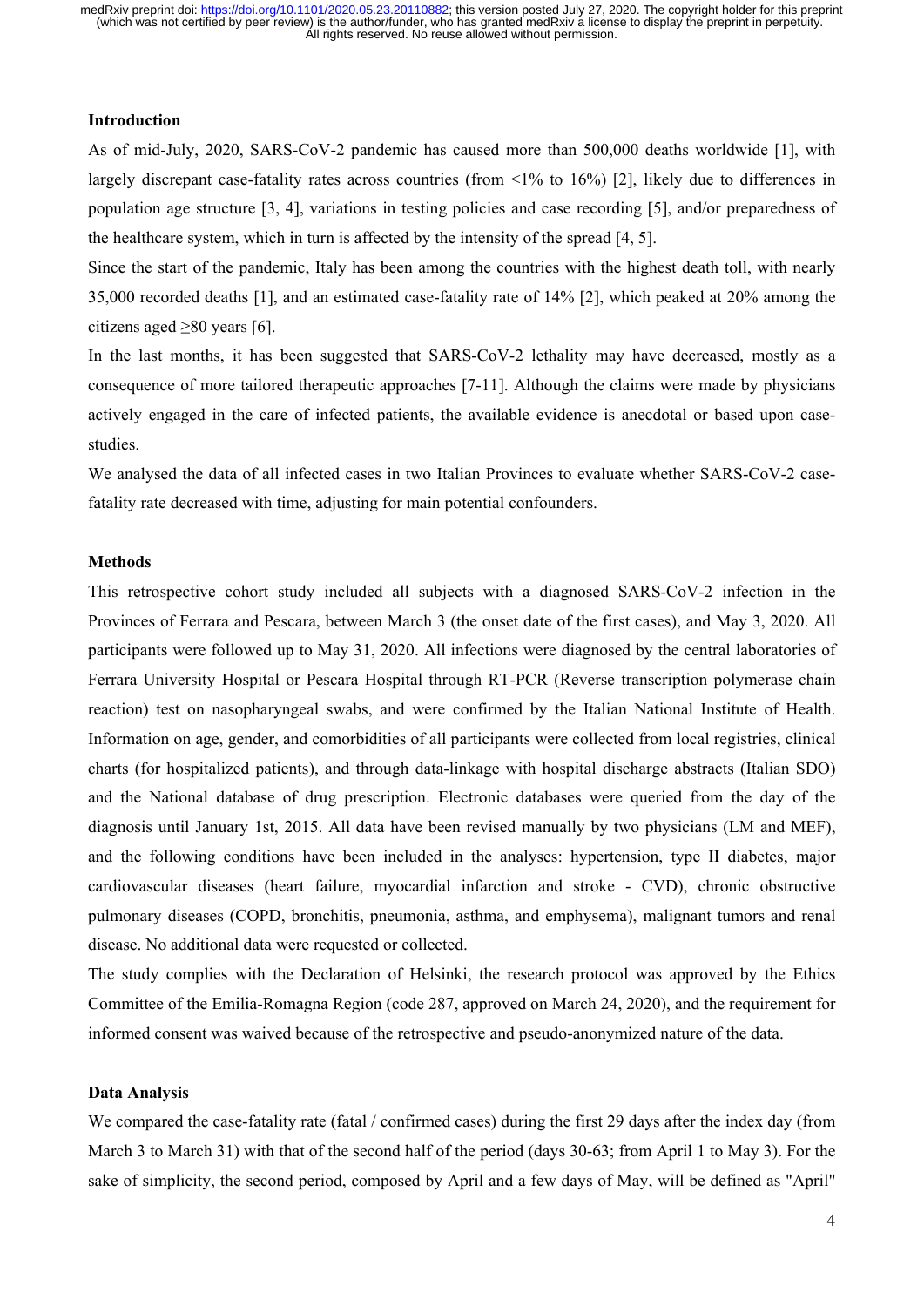## Introduction

As of mid-July, 2020, SARS-CoV-2 pandemic has caused more than 500,000 deaths worldwide [1], with largely discrepant case-fatality rates across countries (from <1% to 16%) [2], likely due to differences in population age structure [3, 4], variations in testing policies and case recording [5], and/or preparedness of the healthcare system, which in turn is affected by the intensity of the spread [4, 5].

Since the start of the pandemic, Italy has been among the countries with the highest death toll, with nearly 35,000 recorded deaths [1], and an estimated case-fatality rate of 14% [2], which peaked at 20% among the citizens aged ≥80 years [6].

In the last months, it has been suggested that SARS-CoV-2 lethality may have decreased, mostly as a consequence of more tailored therapeutic approaches [7-11]. Although the claims were made by physicians actively engaged in the care of infected patients, the available evidence is anecdotal or based upon case-studies.

We analysed the data of all infected cases in two Italian Provinces to evaluate whether SARS-CoV-2 case-fatality rate decreased with time, adjusting for main potential confounders.

## Methods

This retrospective cohort study included all subjects with a diagnosed SARS-CoV-2 infection in the Provinces of Ferrara and Pescara, between March 3 (the onset date of the first cases), and May 3, 2020. All participants were followed up to May 31, 2020. All infections were diagnosed by the central laboratories of Ferrara University Hospital or Pescara Hospital through RT-PCR (Reverse transcription polymerase chain reaction) test on nasopharyngeal swabs, and were confirmed by the Italian National Institute of Health. Information on age, gender, and comorbidities of all participants were collected from local registries, clinical charts (for hospitalized patients), and through data-linkage with hospital discharge abstracts (Italian SDO) and the National database of drug prescription. Electronic databases were queried from the day of the diagnosis until January 1st, 2015. All data have been revised manually by two physicians (LM and MEF), and the following conditions have been included in the analyses: hypertension, type II diabetes, major cardiovascular diseases (heart failure, myocardial infarction and stroke - CVD), chronic obstructive pulmonary diseases (COPD, bronchitis, pneumonia, asthma, and emphysema), malignant tumors and renal disease. No additional data were requested or collected.

The study complies with the Declaration of Helsinki, the research protocol was approved by the Ethics Committee of the Emilia-Romagna Region (code 287, approved on March 24, 2020), and the requirement for informed consent was waived because of the retrospective and pseudo-anonymized nature of the data.

## Data Analysis

We compared the case-fatality rate (fatal / confirmed cases) during the first 29 days after the index day (from March 3 to March 31) with that of the second half of the period (days 30-63; from April 1 to May 3). For the sake of simplicity, the second period, composed by April and a few days of May, will be defined as "April"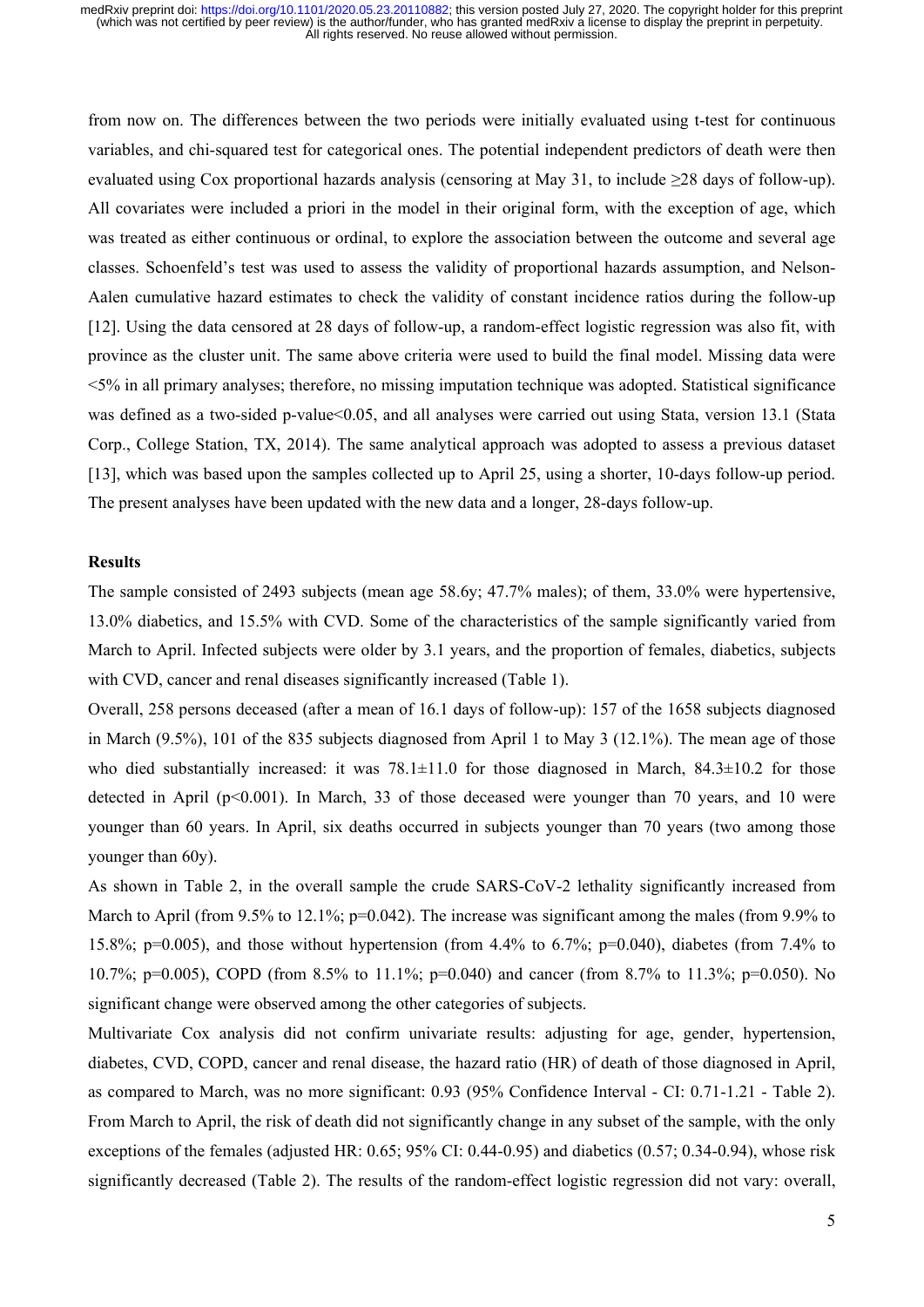from now on. The differences between the two periods were initially evaluated using t-test for continuous variables, and chi-squared test for categorical ones. The potential independent predictors of death were then evaluated using Cox proportional hazards analysis (censoring at May 31, to include ≥28 days of follow-up). All covariates were included a priori in the model in their original form, with the exception of age, which was treated as either continuous or ordinal, to explore the association between the outcome and several age classes. Schoenfeld's test was used to assess the validity of proportional hazards assumption, and Nelson-Aalen cumulative hazard estimates to check the validity of constant incidence ratios during the follow-up [12]. Using the data censored at 28 days of follow-up, a random-effect logistic regression was also fit, with province as the cluster unit. The same above criteria were used to build the final model. Missing data were <5% in all primary analyses; therefore, no missing imputation technique was adopted. Statistical significance was defined as a two-sided p-value<0.05, and all analyses were carried out using Stata, version 13.1 (Stata Corp., College Station, TX, 2014). The same analytical approach was adopted to assess a previous dataset [13], which was based upon the samples collected up to April 25, using a shorter, 10-days follow-up period. The present analyses have been updated with the new data and a longer, 28-days follow-up.

**Results**

The sample consisted of 2493 subjects (mean age 58.6y; 47.7% males); of them, 33.0% were hypertensive, 13.0% diabetics, and 15.5% with CVD. Some of the characteristics of the sample significantly varied from March to April. Infected subjects were older by 3.1 years, and the proportion of females, diabetics, subjects with CVD, cancer and renal diseases significantly increased (Table 1).

Overall, 258 persons deceased (after a mean of 16.1 days of follow-up): 157 of the 1658 subjects diagnosed in March (9.5%), 101 of the 835 subjects diagnosed from April 1 to May 3 (12.1%). The mean age of those who died substantially increased: it was 78.1±11.0 for those diagnosed in March, 84.3±10.2 for those detected in April (p<0.001). In March, 33 of those deceased were younger than 70 years, and 10 were younger than 60 years. In April, six deaths occurred in subjects younger than 70 years (two among those younger than 60y).

As shown in Table 2, in the overall sample the crude SARS-CoV-2 lethality significantly increased from March to April (from 9.5% to 12.1%; p=0.042). The increase was significant among the males (from 9.9% to 15.8%; p=0.005), and those without hypertension (from 4.4% to 6.7%; p=0.040), diabetes (from 7.4% to 10.7%; p=0.005), COPD (from 8.5% to 11.1%; p=0.040) and cancer (from 8.7% to 11.3%; p=0.050). No significant change were observed among the other categories of subjects.

Multivariate Cox analysis did not confirm univariate results: adjusting for age, gender, hypertension, diabetes, CVD, COPD, cancer and renal disease, the hazard ratio (HR) of death of those diagnosed in April, as compared to March, was no more significant: 0.93 (95% Confidence Interval - CI: 0.71-1.21 - Table 2). From March to April, the risk of death did not significantly change in any subset of the sample, with the only exceptions of the females (adjusted HR: 0.65; 95% CI: 0.44-0.95) and diabetics (0.57; 0.34-0.94), whose risk significantly decreased (Table 2). The results of the random-effect logistic regression did not vary: overall,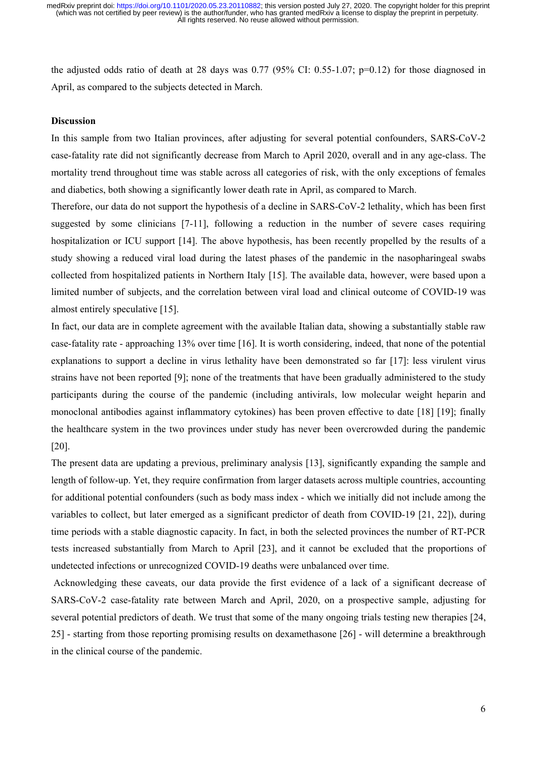the adjusted odds ratio of death at 28 days was 0.77 (95% CI: 0.55-1.07; p=0.12) for those diagnosed in April, as compared to the subjects detected in March.

## Discussion

In this sample from two Italian provinces, after adjusting for several potential confounders, SARS-CoV-2 case-fatality rate did not significantly decrease from March to April 2020, overall and in any age-class. The mortality trend throughout time was stable across all categories of risk, with the only exceptions of females and diabetics, both showing a significantly lower death rate in April, as compared to March.

Therefore, our data do not support the hypothesis of a decline in SARS-CoV-2 lethality, which has been first suggested by some clinicians [7-11], following a reduction in the number of severe cases requiring hospitalization or ICU support [14]. The above hypothesis, has been recently propelled by the results of a study showing a reduced viral load during the latest phases of the pandemic in the nasopharingeal swabs collected from hospitalized patients in Northern Italy [15]. The available data, however, were based upon a limited number of subjects, and the correlation between viral load and clinical outcome of COVID-19 was almost entirely speculative [15].

In fact, our data are in complete agreement with the available Italian data, showing a substantially stable raw case-fatality rate - approaching 13% over time [16]. It is worth considering, indeed, that none of the potential explanations to support a decline in virus lethality have been demonstrated so far [17]: less virulent virus strains have not been reported [9]; none of the treatments that have been gradually administered to the study participants during the course of the pandemic (including antivirals, low molecular weight heparin and monoclonal antibodies against inflammatory cytokines) has been proven effective to date [18] [19]; finally the healthcare system in the two provinces under study has never been overcrowded during the pandemic [20].

The present data are updating a previous, preliminary analysis [13], significantly expanding the sample and length of follow-up. Yet, they require confirmation from larger datasets across multiple countries, accounting for additional potential confounders (such as body mass index - which we initially did not include among the variables to collect, but later emerged as a significant predictor of death from COVID-19 [21, 22]), during time periods with a stable diagnostic capacity. In fact, in both the selected provinces the number of RT-PCR tests increased substantially from March to April [23], and it cannot be excluded that the proportions of undetected infections or unrecognized COVID-19 deaths were unbalanced over time.

Acknowledging these caveats, our data provide the first evidence of a lack of a significant decrease of SARS-CoV-2 case-fatality rate between March and April, 2020, on a prospective sample, adjusting for several potential predictors of death. We trust that some of the many ongoing trials testing new therapies [24, 25] - starting from those reporting promising results on dexamethasone [26] - will determine a breakthrough in the clinical course of the pandemic.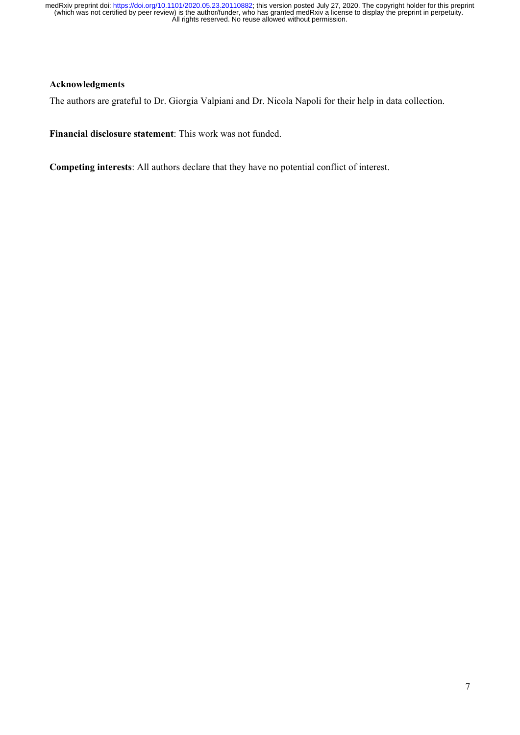**Acknowledgments**

The authors are grateful to Dr. Giorgia Valpiani and Dr. Nicola Napoli for their help in data collection.

**Financial disclosure statement**: This work was not funded.

**Competing interests**: All authors declare that they have no potential conflict of interest.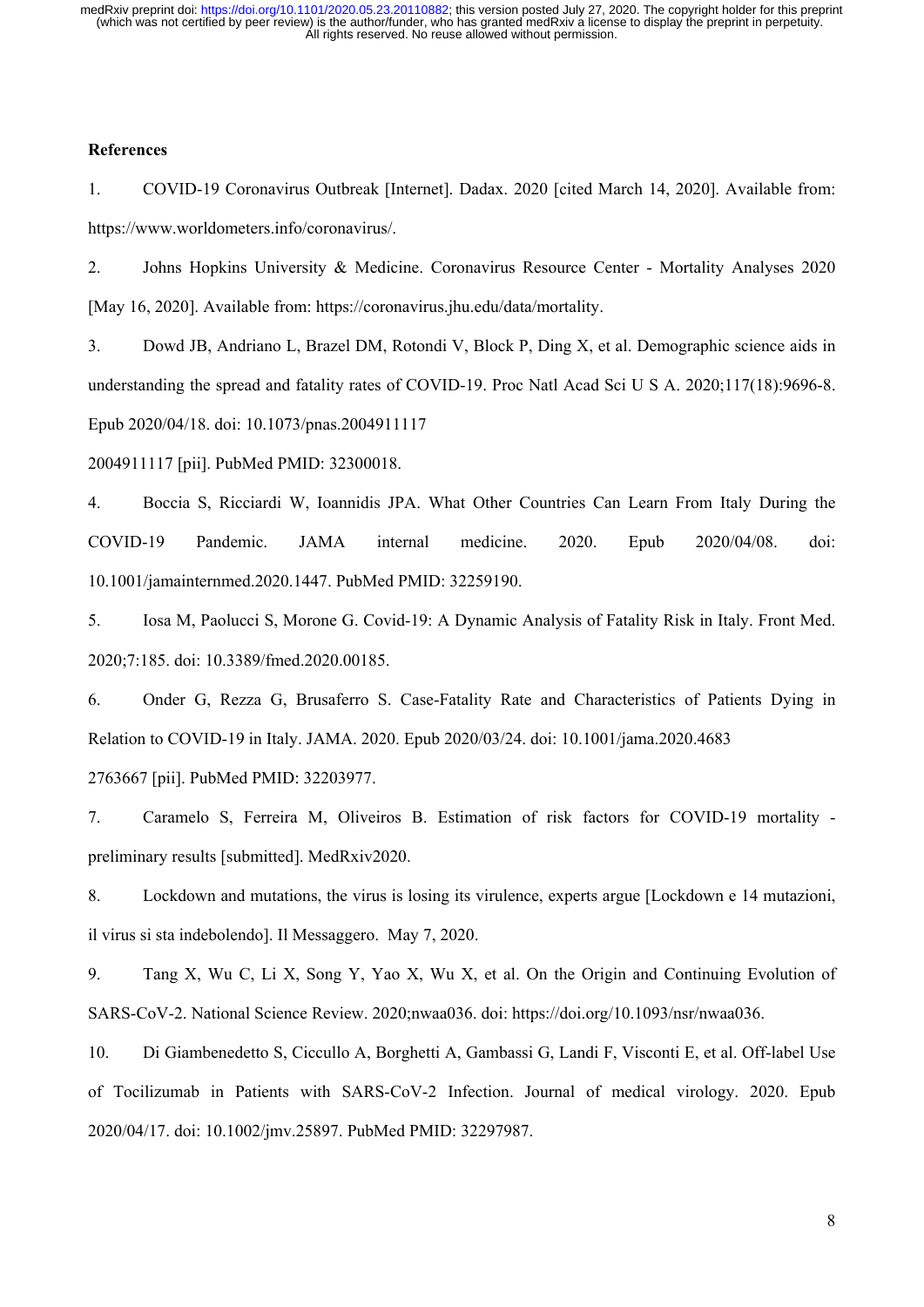**References**

1. COVID-19 Coronavirus Outbreak [Internet]. Dadax. 2020 [cited March 14, 2020]. Available from: https://www.worldometers.info/coronavirus/.

2. Johns Hopkins University & Medicine. Coronavirus Resource Center - Mortality Analyses 2020 [May 16, 2020]. Available from: https://coronavirus.jhu.edu/data/mortality.

3. Dowd JB, Andriano L, Brazel DM, Rotondi V, Block P, Ding X, et al. Demographic science aids in understanding the spread and fatality rates of COVID-19. Proc Natl Acad Sci U S A. 2020;117(18):9696-8. Epub 2020/04/18. doi: 10.1073/pnas.2004911117
2004911117 [pii]. PubMed PMID: 32300018.

4. Boccia S, Ricciardi W, Ioannidis JPA. What Other Countries Can Learn From Italy During the COVID-19 Pandemic. JAMA internal medicine. 2020. Epub 2020/04/08. doi: 10.1001/jamainternmed.2020.1447. PubMed PMID: 32259190.

5. Iosa M, Paolucci S, Morone G. Covid-19: A Dynamic Analysis of Fatality Risk in Italy. Front Med. 2020;7:185. doi: 10.3389/fmed.2020.00185.

6. Onder G, Rezza G, Brusaferro S. Case-Fatality Rate and Characteristics of Patients Dying in Relation to COVID-19 in Italy. JAMA. 2020. Epub 2020/03/24. doi: 10.1001/jama.2020.4683
2763667 [pii]. PubMed PMID: 32203977.

7. Caramelo S, Ferreira M, Oliveiros B. Estimation of risk factors for COVID-19 mortality - preliminary results [submitted]. MedRxiv2020.

8. Lockdown and mutations, the virus is losing its virulence, experts argue [Lockdown e 14 mutazioni, il virus si sta indebolendo]. Il Messaggero. May 7, 2020.

9. Tang X, Wu C, Li X, Song Y, Yao X, Wu X, et al. On the Origin and Continuing Evolution of SARS-CoV-2. National Science Review. 2020;nwaa036. doi: https://doi.org/10.1093/nsr/nwaa036.

10. Di Giambenedetto S, Ciccullo A, Borghetti A, Gambassi G, Landi F, Visconti E, et al. Off-label Use of Tocilizumab in Patients with SARS-CoV-2 Infection. Journal of medical virology. 2020. Epub 2020/04/17. doi: 10.1002/jmv.25897. PubMed PMID: 32297987.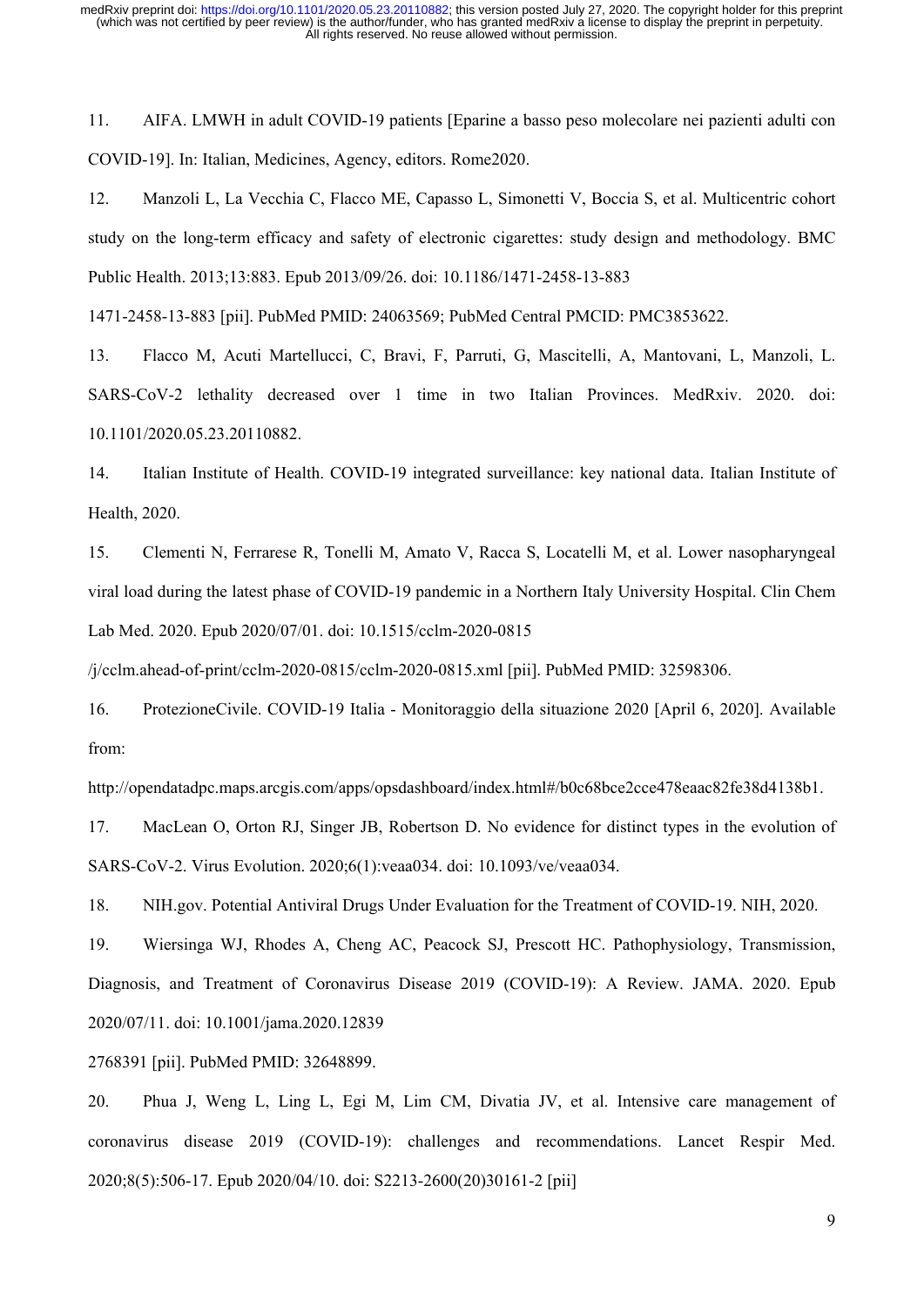11. AIFA. LMWH in adult COVID-19 patients [Eparine a basso peso molecolare nei pazienti adulti con COVID-19]. In: Italian, Medicines, Agency, editors. Rome2020.

12. Manzoli L, La Vecchia C, Flacco ME, Capasso L, Simonetti V, Boccia S, et al. Multicentric cohort study on the long-term efficacy and safety of electronic cigarettes: study design and methodology. BMC Public Health. 2013;13:883. Epub 2013/09/26. doi: 10.1186/1471-2458-13-883
1471-2458-13-883 [pii]. PubMed PMID: 24063569; PubMed Central PMCID: PMC3853622.

13. Flacco M, Acuti Martellucci, C, Bravi, F, Parruti, G, Mascitelli, A, Mantovani, L, Manzoli, L. SARS-CoV-2 lethality decreased over 1 time in two Italian Provinces. MedRxiv. 2020. doi: 10.1101/2020.05.23.20110882.

14. Italian Institute of Health. COVID-19 integrated surveillance: key national data. Italian Institute of Health, 2020.

15. Clementi N, Ferrarese R, Tonelli M, Amato V, Racca S, Locatelli M, et al. Lower nasopharyngeal viral load during the latest phase of COVID-19 pandemic in a Northern Italy University Hospital. Clin Chem Lab Med. 2020. Epub 2020/07/01. doi: 10.1515/cclm-2020-0815
/j/cclm.ahead-of-print/cclm-2020-0815/cclm-2020-0815.xml [pii]. PubMed PMID: 32598306.

16. ProtezioneCivile. COVID-19 Italia - Monitoraggio della situazione 2020 [April 6, 2020]. Available from:
http://opendatadpc.maps.arcgis.com/apps/opsdashboard/index.html#/b0c68bce2cce478eaac82fe38d4138b1.

17. MacLean O, Orton RJ, Singer JB, Robertson D. No evidence for distinct types in the evolution of SARS-CoV-2. Virus Evolution. 2020;6(1):veaa034. doi: 10.1093/ve/veaa034.

18. NIH.gov. Potential Antiviral Drugs Under Evaluation for the Treatment of COVID-19. NIH, 2020.

19. Wiersinga WJ, Rhodes A, Cheng AC, Peacock SJ, Prescott HC. Pathophysiology, Transmission, Diagnosis, and Treatment of Coronavirus Disease 2019 (COVID-19): A Review. JAMA. 2020. Epub 2020/07/11. doi: 10.1001/jama.2020.12839
2768391 [pii]. PubMed PMID: 32648899.

20. Phua J, Weng L, Ling L, Egi M, Lim CM, Divatia JV, et al. Intensive care management of coronavirus disease 2019 (COVID-19): challenges and recommendations. Lancet Respir Med. 2020;8(5):506-17. Epub 2020/04/10. doi: S2213-2600(20)30161-2 [pii]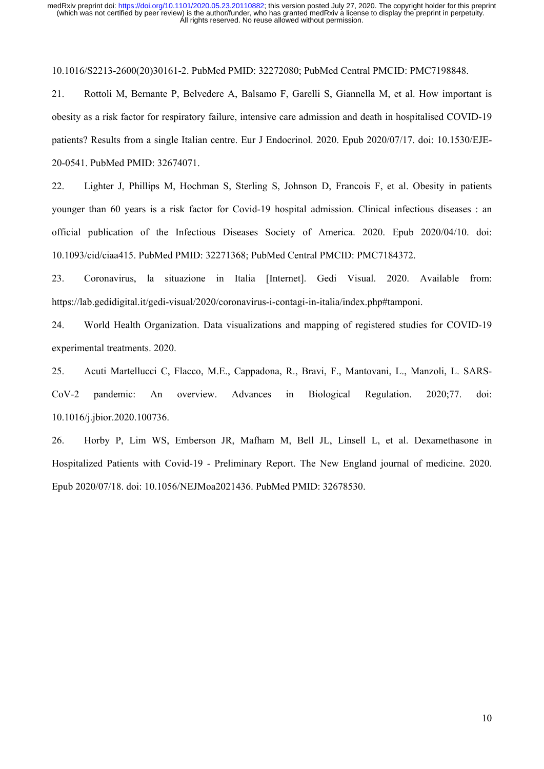10.1016/S2213-2600(20)30161-2. PubMed PMID: 32272080; PubMed Central PMCID: PMC7198848.

21. Rottoli M, Bernante P, Belvedere A, Balsamo F, Garelli S, Giannella M, et al. How important is obesity as a risk factor for respiratory failure, intensive care admission and death in hospitalised COVID-19 patients? Results from a single Italian centre. Eur J Endocrinol. 2020. Epub 2020/07/17. doi: 10.1530/EJE-20-0541. PubMed PMID: 32674071.

22. Lighter J, Phillips M, Hochman S, Sterling S, Johnson D, Francois F, et al. Obesity in patients younger than 60 years is a risk factor for Covid-19 hospital admission. Clinical infectious diseases : an official publication of the Infectious Diseases Society of America. 2020. Epub 2020/04/10. doi: 10.1093/cid/ciaa415. PubMed PMID: 32271368; PubMed Central PMCID: PMC7184372.

23. Coronavirus, la situazione in Italia [Internet]. Gedi Visual. 2020. Available from: https://lab.gedidigital.it/gedi-visual/2020/coronavirus-i-contagi-in-italia/index.php#tamponi.

24. World Health Organization. Data visualizations and mapping of registered studies for COVID-19 experimental treatments. 2020.

25. Acuti Martellucci C, Flacco, M.E., Cappadona, R., Bravi, F., Mantovani, L., Manzoli, L. SARS-CoV-2 pandemic: An overview. Advances in Biological Regulation. 2020;77. doi: 10.1016/j.jbior.2020.100736.

26. Horby P, Lim WS, Emberson JR, Mafham M, Bell JL, Linsell L, et al. Dexamethasone in Hospitalized Patients with Covid-19 - Preliminary Report. The New England journal of medicine. 2020. Epub 2020/07/18. doi: 10.1056/NEJMoa2021436. PubMed PMID: 32678530.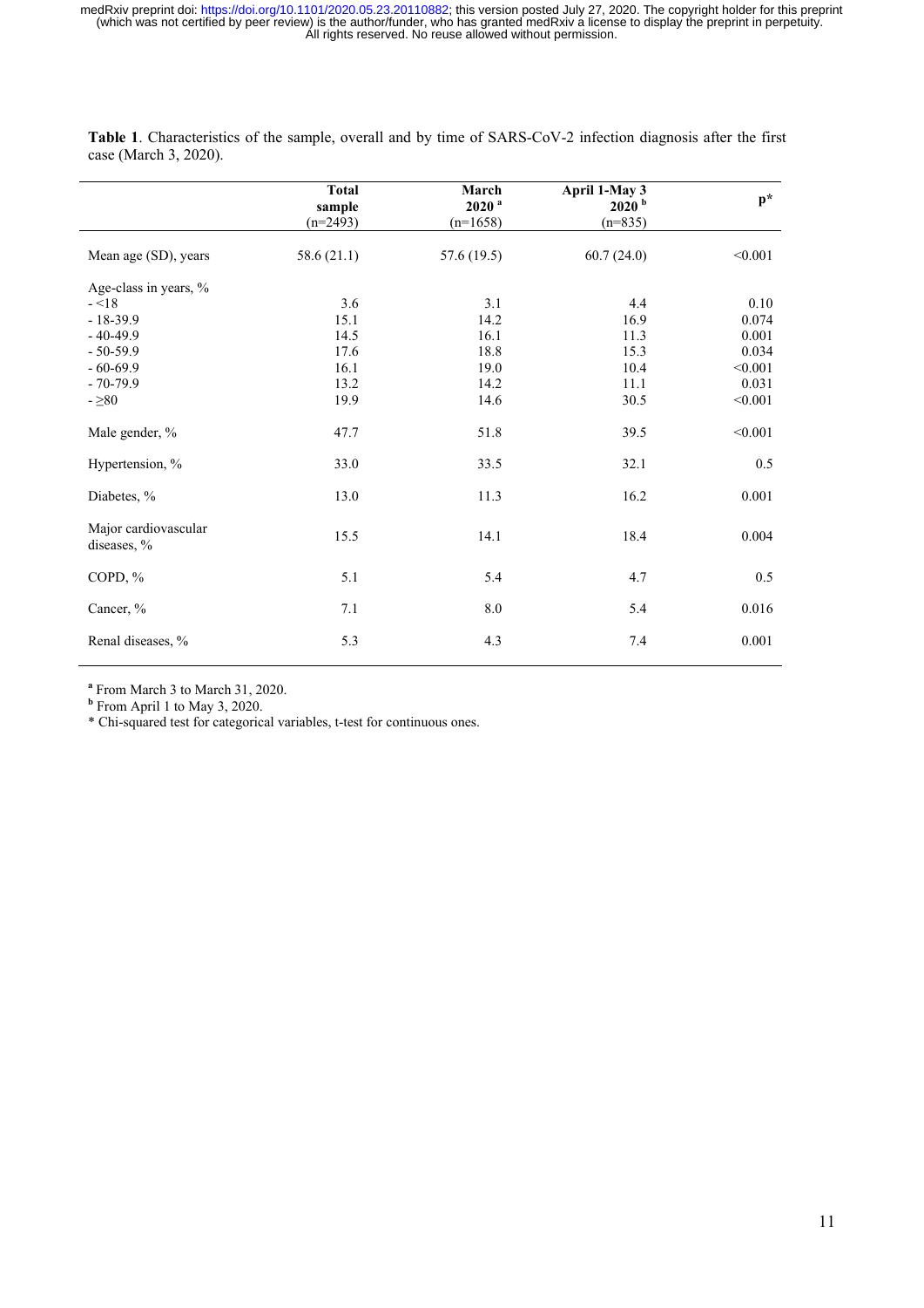**Table 1**. Characteristics of the sample, overall and by time of SARS-CoV-2 infection diagnosis after the first case (March 3, 2020).

| | **Total sample** (n=2493) | **March 2020** [a] (n=1658) | **April 1-May 3 2020** [b] (n=835) | **p*** |
|---|---|---|---|---|
| Mean age (SD), years | 58.6 (21.1) | 57.6 (19.5) | 60.7 (24.0) | <0.001 |
| Age-class in years, % | | | | |
| - <18 | 3.6 | 3.1 | 4.4 | 0.10 |
| - 18-39.9 | 15.1 | 14.2 | 16.9 | 0.074 |
| - 40-49.9 | 14.5 | 16.1 | 11.3 | 0.001 |
| - 50-59.9 | 17.6 | 18.8 | 15.3 | 0.034 |
| - 60-69.9 | 16.1 | 19.0 | 10.4 | <0.001 |
| - 70-79.9 | 13.2 | 14.2 | 11.1 | 0.031 |
| - ≥80 | 19.9 | 14.6 | 30.5 | <0.001 |
| Male gender, % | 47.7 | 51.8 | 39.5 | <0.001 |
| Hypertension, % | 33.0 | 33.5 | 32.1 | 0.5 |
| Diabetes, % | 13.0 | 11.3 | 16.2 | 0.001 |
| Major cardiovascular diseases, % | 15.5 | 14.1 | 18.4 | 0.004 |
| COPD, % | 5.1 | 5.4 | 4.7 | 0.5 |
| Cancer, % | 7.1 | 8.0 | 5.4 | 0.016 |
| Renal diseases, % | 5.3 | 4.3 | 7.4 | 0.001 |

[a] From March 3 to March 31, 2020.
[b] From April 1 to May 3, 2020.
* Chi-squared test for categorical variables, t-test for continuous ones.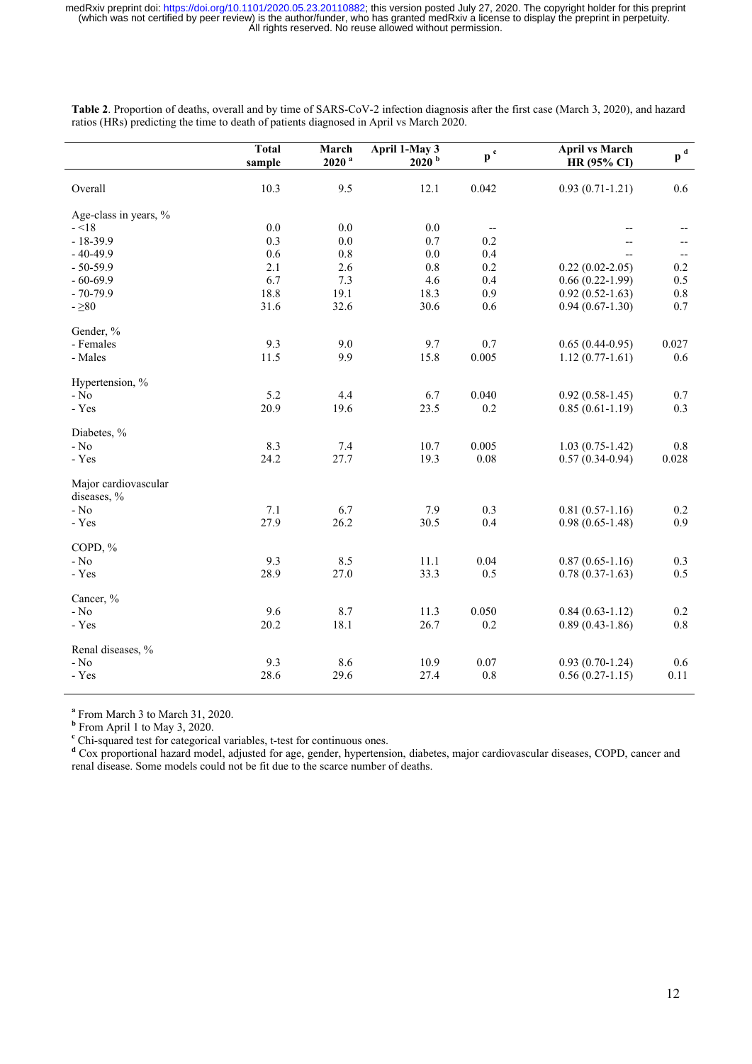**Table 2**. Proportion of deaths, overall and by time of SARS-CoV-2 infection diagnosis after the first case (March 3, 2020), and hazard ratios (HRs) predicting the time to death of patients diagnosed in April vs March 2020.

| | Total sample | March 2020 [a] | April 1-May 3 2020 [b] | p [c] | April vs March HR (95% CI) | p [d] |
|---|---|---|---|---|---|---|
| Overall | 10.3 | 9.5 | 12.1 | 0.042 | 0.93 (0.71-1.21) | 0.6 |
| Age-class in years, % | | | | | | |
| - <18 | 0.0 | 0.0 | 0.0 | -- | -- | -- |
| - 18-39.9 | 0.3 | 0.0 | 0.7 | 0.2 | -- | -- |
| - 40-49.9 | 0.6 | 0.8 | 0.0 | 0.4 | -- | -- |
| - 50-59.9 | 2.1 | 2.6 | 0.8 | 0.2 | 0.22 (0.02-2.05) | 0.2 |
| - 60-69.9 | 6.7 | 7.3 | 4.6 | 0.4 | 0.66 (0.22-1.99) | 0.5 |
| - 70-79.9 | 18.8 | 19.1 | 18.3 | 0.9 | 0.92 (0.52-1.63) | 0.8 |
| - ≥80 | 31.6 | 32.6 | 30.6 | 0.6 | 0.94 (0.67-1.30) | 0.7 |
| Gender, % | | | | | | |
| - Females | 9.3 | 9.0 | 9.7 | 0.7 | 0.65 (0.44-0.95) | 0.027 |
| - Males | 11.5 | 9.9 | 15.8 | 0.005 | 1.12 (0.77-1.61) | 0.6 |
| Hypertension, % | | | | | | |
| - No | 5.2 | 4.4 | 6.7 | 0.040 | 0.92 (0.58-1.45) | 0.7 |
| - Yes | 20.9 | 19.6 | 23.5 | 0.2 | 0.85 (0.61-1.19) | 0.3 |
| Diabetes, % | | | | | | |
| - No | 8.3 | 7.4 | 10.7 | 0.005 | 1.03 (0.75-1.42) | 0.8 |
| - Yes | 24.2 | 27.7 | 19.3 | 0.08 | 0.57 (0.34-0.94) | 0.028 |
| Major cardiovascular diseases, % | | | | | | |
| - No | 7.1 | 6.7 | 7.9 | 0.3 | 0.81 (0.57-1.16) | 0.2 |
| - Yes | 27.9 | 26.2 | 30.5 | 0.4 | 0.98 (0.65-1.48) | 0.9 |
| COPD, % | | | | | | |
| - No | 9.3 | 8.5 | 11.1 | 0.04 | 0.87 (0.65-1.16) | 0.3 |
| - Yes | 28.9 | 27.0 | 33.3 | 0.5 | 0.78 (0.37-1.63) | 0.5 |
| Cancer, % | | | | | | |
| - No | 9.6 | 8.7 | 11.3 | 0.050 | 0.84 (0.63-1.12) | 0.2 |
| - Yes | 20.2 | 18.1 | 26.7 | 0.2 | 0.89 (0.43-1.86) | 0.8 |
| Renal diseases, % | | | | | | |
| - No | 9.3 | 8.6 | 10.9 | 0.07 | 0.93 (0.70-1.24) | 0.6 |
| - Yes | 28.6 | 29.6 | 27.4 | 0.8 | 0.56 (0.27-1.15) | 0.11 |

[a] From March 3 to March 31, 2020.
[b] From April 1 to May 3, 2020.
[c] Chi-squared test for categorical variables, t-test for continuous ones.
[d] Cox proportional hazard model, adjusted for age, gender, hypertension, diabetes, major cardiovascular diseases, COPD, cancer and renal disease. Some models could not be fit due to the scarce number of deaths.